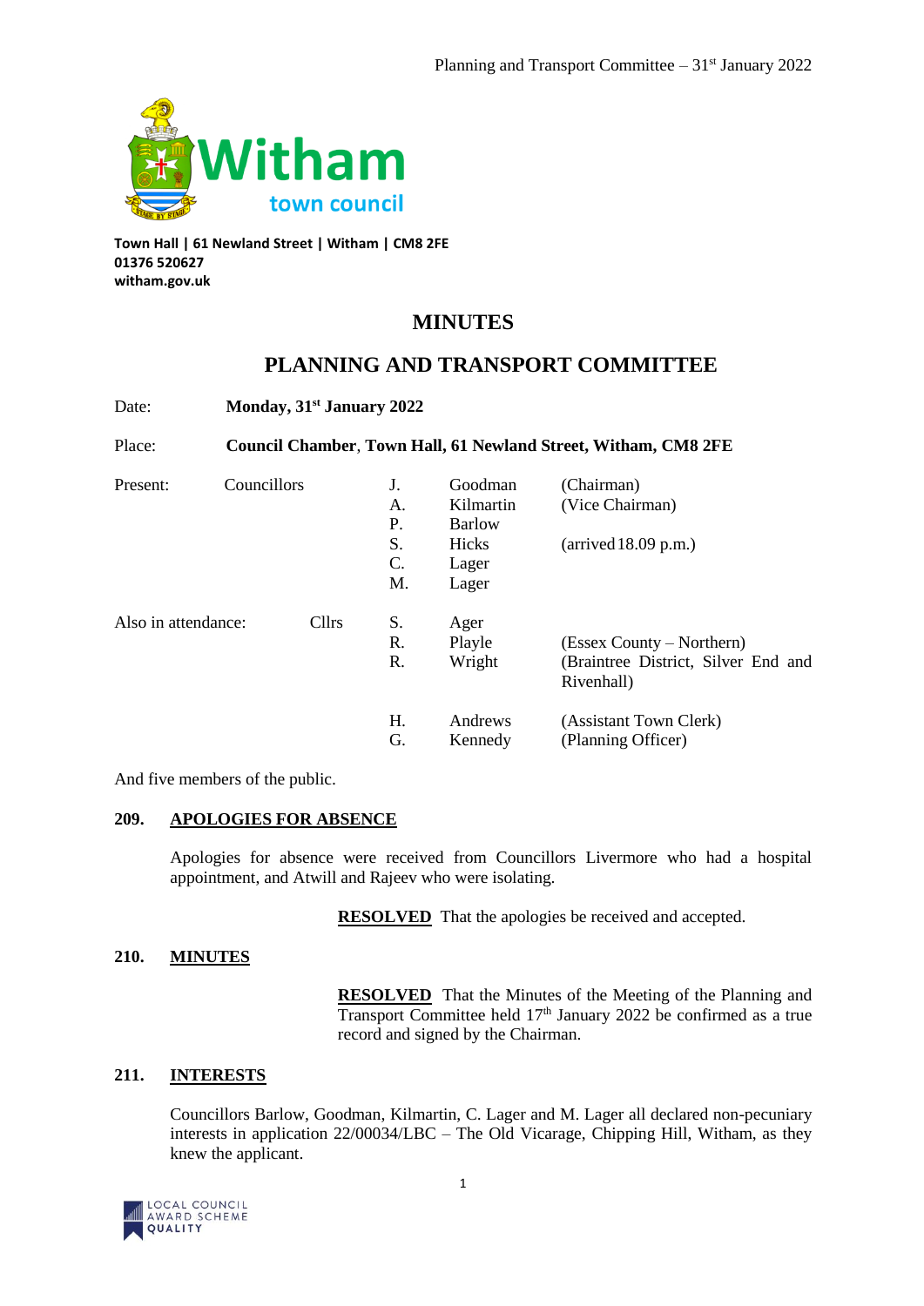Witham town council

**Town Hall | 61 Newland Street | Witham | CM8 2FE**
**01376 520627**
**witham.gov.uk**

# MINUTES

# PLANNING AND TRANSPORT COMMITTEE

Date: **Monday, 31st January 2022**

Place: **Council Chamber, Town Hall, 61 Newland Street, Witham, CM8 2FE**

| | | | | |
|---|---|---|---|---|
| Present: | Councillors | J. | Goodman | (Chairman) |
| | | A. | Kilmartin | (Vice Chairman) |
| | | P. | Barlow | |
| | | S. | Hicks | (arrived 18.09 p.m.) |
| | | C. | Lager | |
| | | M. | Lager | |
| Also in attendance: | Cllrs | S. | Ager | |
| | | R. | Playle | (Essex County – Northern) |
| | | R. | Wright | (Braintree District, Silver End and Rivenhall) |
| | | H. | Andrews | (Assistant Town Clerk) |
| | | G. | Kennedy | (Planning Officer) |

And five members of the public.

## 209. APOLOGIES FOR ABSENCE

Apologies for absence were received from Councillors Livermore who had a hospital appointment, and Atwill and Rajeev who were isolating.

**RESOLVED** That the apologies be received and accepted.

## 210. MINUTES

**RESOLVED** That the Minutes of the Meeting of the Planning and Transport Committee held 17th January 2022 be confirmed as a true record and signed by the Chairman.

## 211. INTERESTS

Councillors Barlow, Goodman, Kilmartin, C. Lager and M. Lager all declared non-pecuniary interests in application 22/00034/LBC – The Old Vicarage, Chipping Hill, Witham, as they knew the applicant.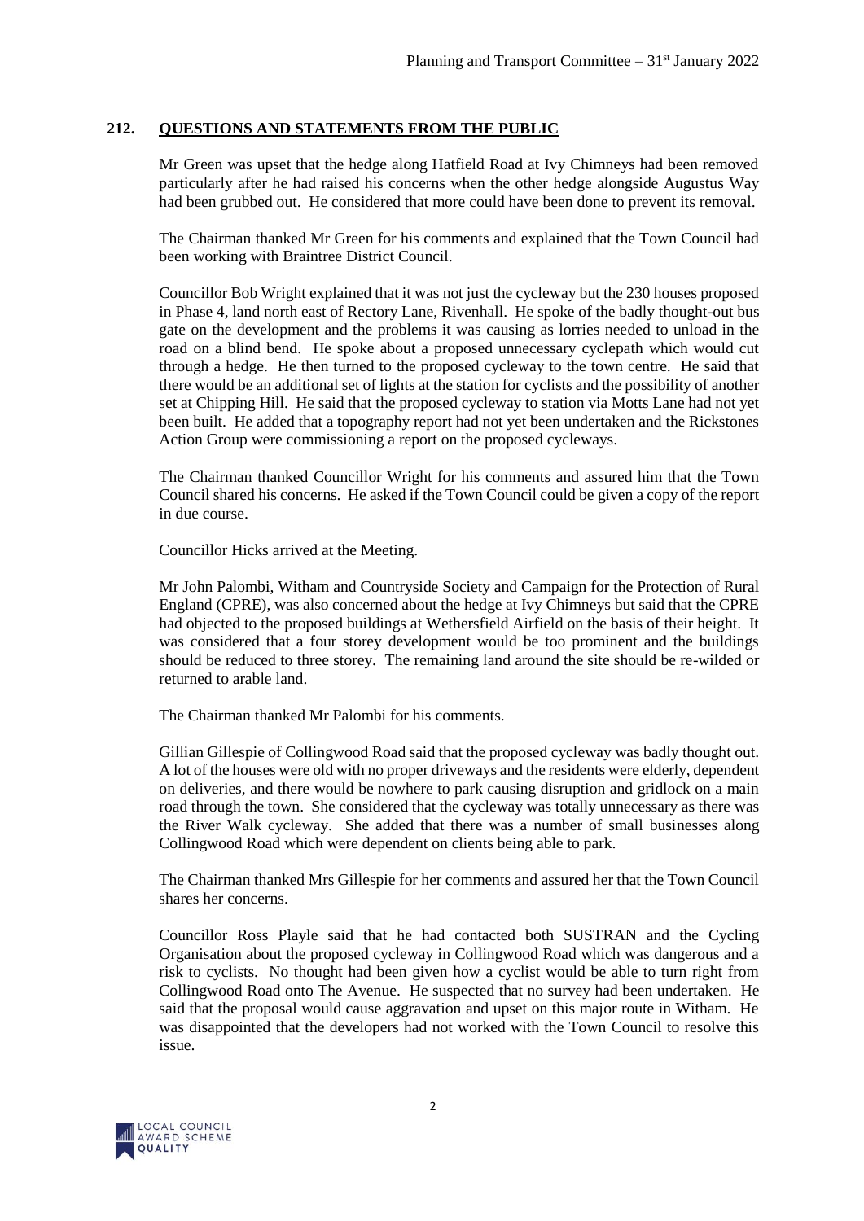## 212. QUESTIONS AND STATEMENTS FROM THE PUBLIC

Mr Green was upset that the hedge along Hatfield Road at Ivy Chimneys had been removed particularly after he had raised his concerns when the other hedge alongside Augustus Way had been grubbed out. He considered that more could have been done to prevent its removal.

The Chairman thanked Mr Green for his comments and explained that the Town Council had been working with Braintree District Council.

Councillor Bob Wright explained that it was not just the cycleway but the 230 houses proposed in Phase 4, land north east of Rectory Lane, Rivenhall. He spoke of the badly thought-out bus gate on the development and the problems it was causing as lorries needed to unload in the road on a blind bend. He spoke about a proposed unnecessary cyclepath which would cut through a hedge. He then turned to the proposed cycleway to the town centre. He said that there would be an additional set of lights at the station for cyclists and the possibility of another set at Chipping Hill. He said that the proposed cycleway to station via Motts Lane had not yet been built. He added that a topography report had not yet been undertaken and the Rickstones Action Group were commissioning a report on the proposed cycleways.

The Chairman thanked Councillor Wright for his comments and assured him that the Town Council shared his concerns. He asked if the Town Council could be given a copy of the report in due course.

Councillor Hicks arrived at the Meeting.

Mr John Palombi, Witham and Countryside Society and Campaign for the Protection of Rural England (CPRE), was also concerned about the hedge at Ivy Chimneys but said that the CPRE had objected to the proposed buildings at Wethersfield Airfield on the basis of their height. It was considered that a four storey development would be too prominent and the buildings should be reduced to three storey. The remaining land around the site should be re-wilded or returned to arable land.

The Chairman thanked Mr Palombi for his comments.

Gillian Gillespie of Collingwood Road said that the proposed cycleway was badly thought out. A lot of the houses were old with no proper driveways and the residents were elderly, dependent on deliveries, and there would be nowhere to park causing disruption and gridlock on a main road through the town. She considered that the cycleway was totally unnecessary as there was the River Walk cycleway. She added that there was a number of small businesses along Collingwood Road which were dependent on clients being able to park.

The Chairman thanked Mrs Gillespie for her comments and assured her that the Town Council shares her concerns.

Councillor Ross Playle said that he had contacted both SUSTRAN and the Cycling Organisation about the proposed cycleway in Collingwood Road which was dangerous and a risk to cyclists. No thought had been given how a cyclist would be able to turn right from Collingwood Road onto The Avenue. He suspected that no survey had been undertaken. He said that the proposal would cause aggravation and upset on this major route in Witham. He was disappointed that the developers had not worked with the Town Council to resolve this issue.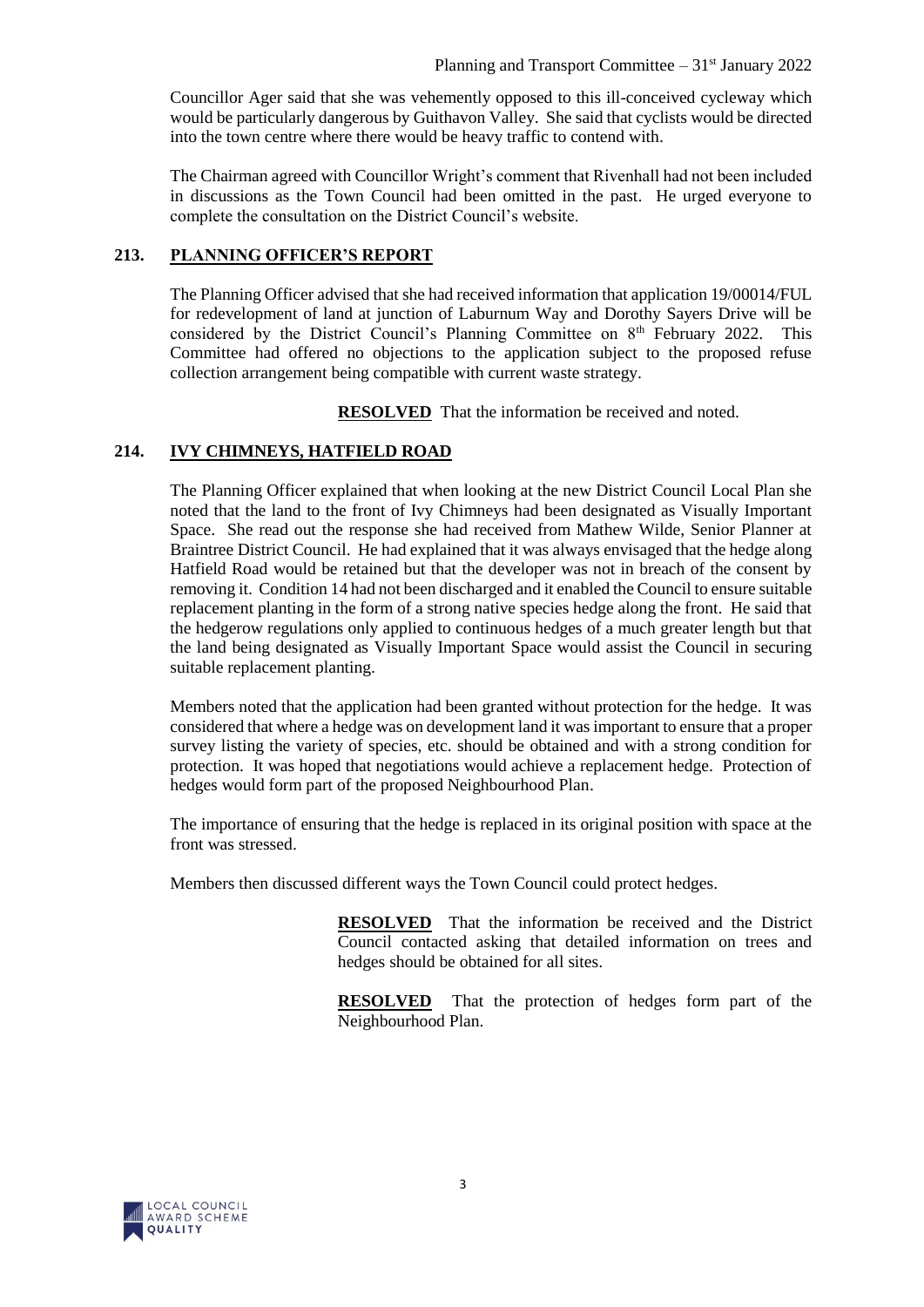Councillor Ager said that she was vehemently opposed to this ill-conceived cycleway which would be particularly dangerous by Guithavon Valley. She said that cyclists would be directed into the town centre where there would be heavy traffic to contend with.

The Chairman agreed with Councillor Wright's comment that Rivenhall had not been included in discussions as the Town Council had been omitted in the past. He urged everyone to complete the consultation on the District Council's website.

## 213. PLANNING OFFICER'S REPORT

The Planning Officer advised that she had received information that application 19/00014/FUL for redevelopment of land at junction of Laburnum Way and Dorothy Sayers Drive will be considered by the District Council's Planning Committee on 8th February 2022. This Committee had offered no objections to the application subject to the proposed refuse collection arrangement being compatible with current waste strategy.

**RESOLVED** That the information be received and noted.

## 214. IVY CHIMNEYS, HATFIELD ROAD

The Planning Officer explained that when looking at the new District Council Local Plan she noted that the land to the front of Ivy Chimneys had been designated as Visually Important Space. She read out the response she had received from Mathew Wilde, Senior Planner at Braintree District Council. He had explained that it was always envisaged that the hedge along Hatfield Road would be retained but that the developer was not in breach of the consent by removing it. Condition 14 had not been discharged and it enabled the Council to ensure suitable replacement planting in the form of a strong native species hedge along the front. He said that the hedgerow regulations only applied to continuous hedges of a much greater length but that the land being designated as Visually Important Space would assist the Council in securing suitable replacement planting.

Members noted that the application had been granted without protection for the hedge. It was considered that where a hedge was on development land it was important to ensure that a proper survey listing the variety of species, etc. should be obtained and with a strong condition for protection. It was hoped that negotiations would achieve a replacement hedge. Protection of hedges would form part of the proposed Neighbourhood Plan.

The importance of ensuring that the hedge is replaced in its original position with space at the front was stressed.

Members then discussed different ways the Town Council could protect hedges.

**RESOLVED** That the information be received and the District Council contacted asking that detailed information on trees and hedges should be obtained for all sites.

**RESOLVED** That the protection of hedges form part of the Neighbourhood Plan.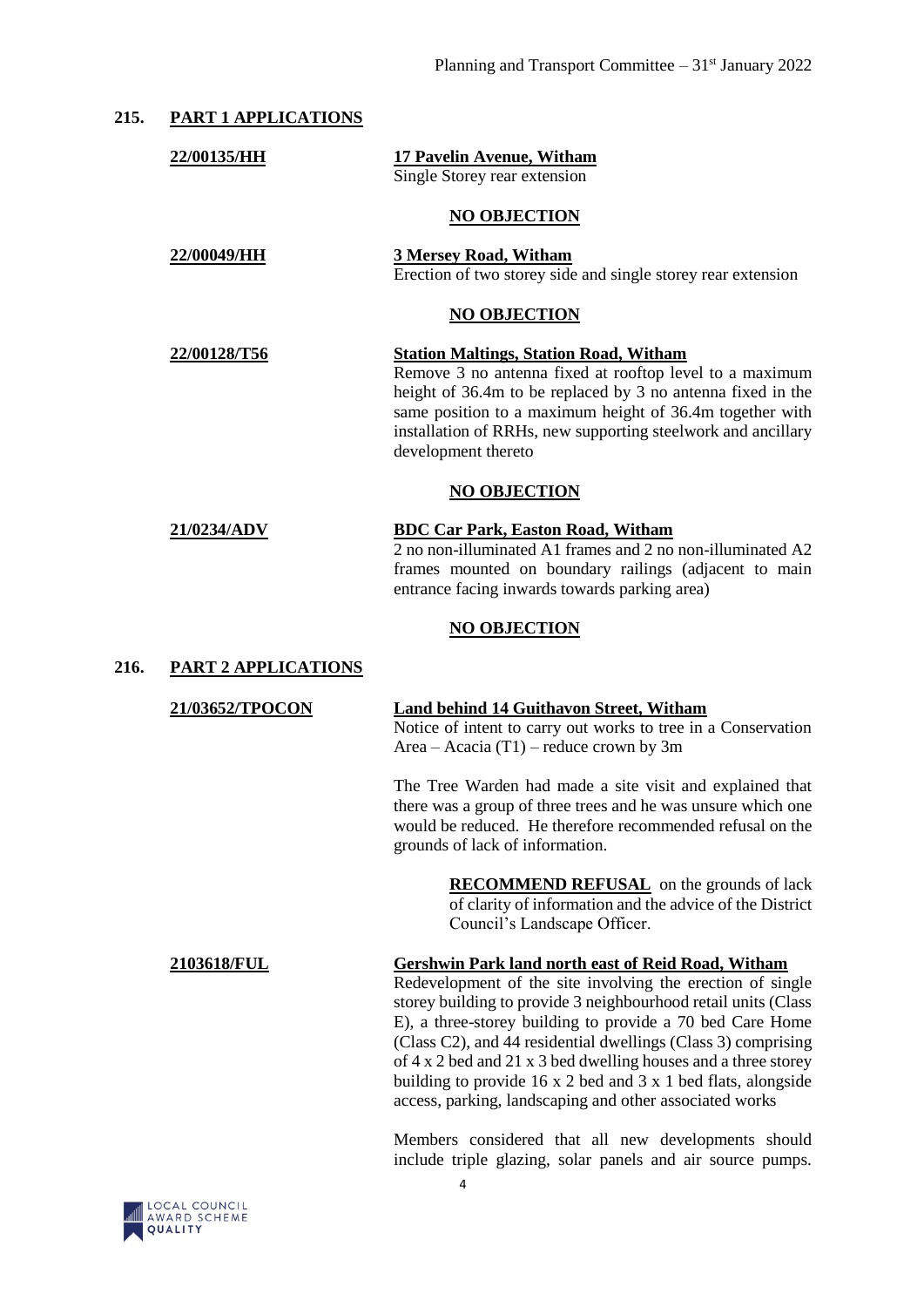## 215. PART 1 APPLICATIONS

**22/00135/HH** — **17 Pavelin Avenue, Witham**
Single Storey rear extension

**NO OBJECTION**

**22/00049/HH** — **3 Mersey Road, Witham**
Erection of two storey side and single storey rear extension

**NO OBJECTION**

**22/00128/T56** — **Station Maltings, Station Road, Witham**
Remove 3 no antenna fixed at rooftop level to a maximum height of 36.4m to be replaced by 3 no antenna fixed in the same position to a maximum height of 36.4m together with installation of RRHs, new supporting steelwork and ancillary development thereto

**NO OBJECTION**

**21/0234/ADV** — **BDC Car Park, Easton Road, Witham**
2 no non-illuminated A1 frames and 2 no non-illuminated A2 frames mounted on boundary railings (adjacent to main entrance facing inwards towards parking area)

**NO OBJECTION**

## 216. PART 2 APPLICATIONS

**21/03652/TPOCON** — **Land behind 14 Guithavon Street, Witham**
Notice of intent to carry out works to tree in a Conservation Area – Acacia (T1) – reduce crown by 3m

The Tree Warden had made a site visit and explained that there was a group of three trees and he was unsure which one would be reduced. He therefore recommended refusal on the grounds of lack of information.

**RECOMMEND REFUSAL** on the grounds of lack of clarity of information and the advice of the District Council's Landscape Officer.

**2103618/FUL** — **Gershwin Park land north east of Reid Road, Witham**
Redevelopment of the site involving the erection of single storey building to provide 3 neighbourhood retail units (Class E), a three-storey building to provide a 70 bed Care Home (Class C2), and 44 residential dwellings (Class 3) comprising of 4 x 2 bed and 21 x 3 bed dwelling houses and a three storey building to provide 16 x 2 bed and 3 x 1 bed flats, alongside access, parking, landscaping and other associated works

Members considered that all new developments should include triple glazing, solar panels and air source pumps.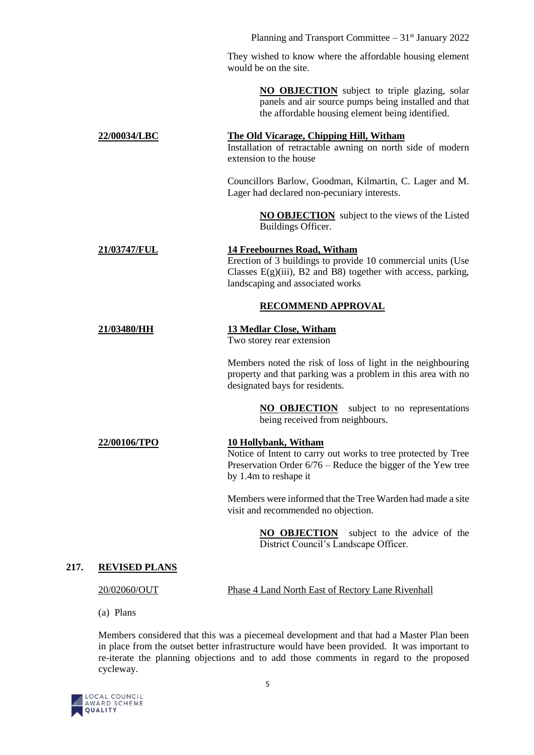They wished to know where the affordable housing element would be on the site.

**NO OBJECTION** subject to triple glazing, solar panels and air source pumps being installed and that the affordable housing element being identified.

**22/00034/LBC** — **The Old Vicarage, Chipping Hill, Witham**

Installation of retractable awning on north side of modern extension to the house

Councillors Barlow, Goodman, Kilmartin, C. Lager and M. Lager had declared non-pecuniary interests.

**NO OBJECTION** subject to the views of the Listed Buildings Officer.

**21/03747/FUL** — **14 Freebournes Road, Witham**

Erection of 3 buildings to provide 10 commercial units (Use Classes E(g)(iii), B2 and B8) together with access, parking, landscaping and associated works

**RECOMMEND APPROVAL**

**21/03480/HH** — **13 Medlar Close, Witham**

Two storey rear extension

Members noted the risk of loss of light in the neighbouring property and that parking was a problem in this area with no designated bays for residents.

**NO OBJECTION** subject to no representations being received from neighbours.

**22/00106/TPO** — **10 Hollybank, Witham**

Notice of Intent to carry out works to tree protected by Tree Preservation Order 6/76 – Reduce the bigger of the Yew tree by 1.4m to reshape it

Members were informed that the Tree Warden had made a site visit and recommended no objection.

**NO OBJECTION** subject to the advice of the District Council's Landscape Officer.

## 217. REVISED PLANS

20/02060/OUT — Phase 4 Land North East of Rectory Lane Rivenhall

(a) Plans

Members considered that this was a piecemeal development and that had a Master Plan been in place from the outset better infrastructure would have been provided. It was important to re-iterate the planning objections and to add those comments in regard to the proposed cycleway.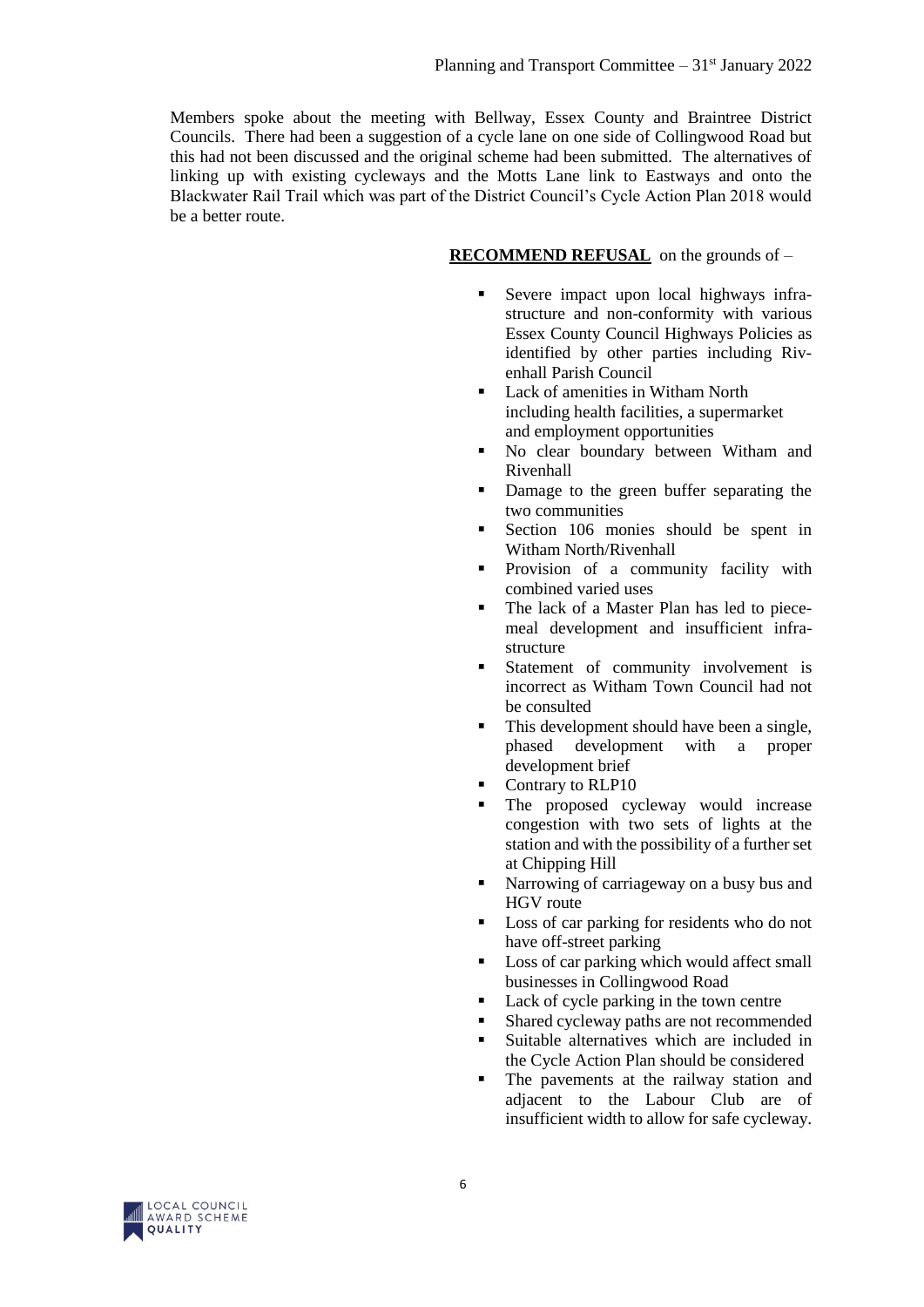Members spoke about the meeting with Bellway, Essex County and Braintree District Councils. There had been a suggestion of a cycle lane on one side of Collingwood Road but this had not been discussed and the original scheme had been submitted. The alternatives of linking up with existing cycleways and the Motts Lane link to Eastways and onto the Blackwater Rail Trail which was part of the District Council's Cycle Action Plan 2018 would be a better route.

**RECOMMEND REFUSAL** on the grounds of –

- Severe impact upon local highways infrastructure and non-conformity with various Essex County Council Highways Policies as identified by other parties including Rivenhall Parish Council
- Lack of amenities in Witham North including health facilities, a supermarket and employment opportunities
- No clear boundary between Witham and Rivenhall
- Damage to the green buffer separating the two communities
- Section 106 monies should be spent in Witham North/Rivenhall
- Provision of a community facility with combined varied uses
- The lack of a Master Plan has led to piecemeal development and insufficient infrastructure
- Statement of community involvement is incorrect as Witham Town Council had not be consulted
- This development should have been a single, phased development with a proper development brief
- Contrary to RLP10
- The proposed cycleway would increase congestion with two sets of lights at the station and with the possibility of a further set at Chipping Hill
- Narrowing of carriageway on a busy bus and HGV route
- Loss of car parking for residents who do not have off-street parking
- Loss of car parking which would affect small businesses in Collingwood Road
- Lack of cycle parking in the town centre
- Shared cycleway paths are not recommended
- Suitable alternatives which are included in the Cycle Action Plan should be considered
- The pavements at the railway station and adjacent to the Labour Club are of insufficient width to allow for safe cycleway.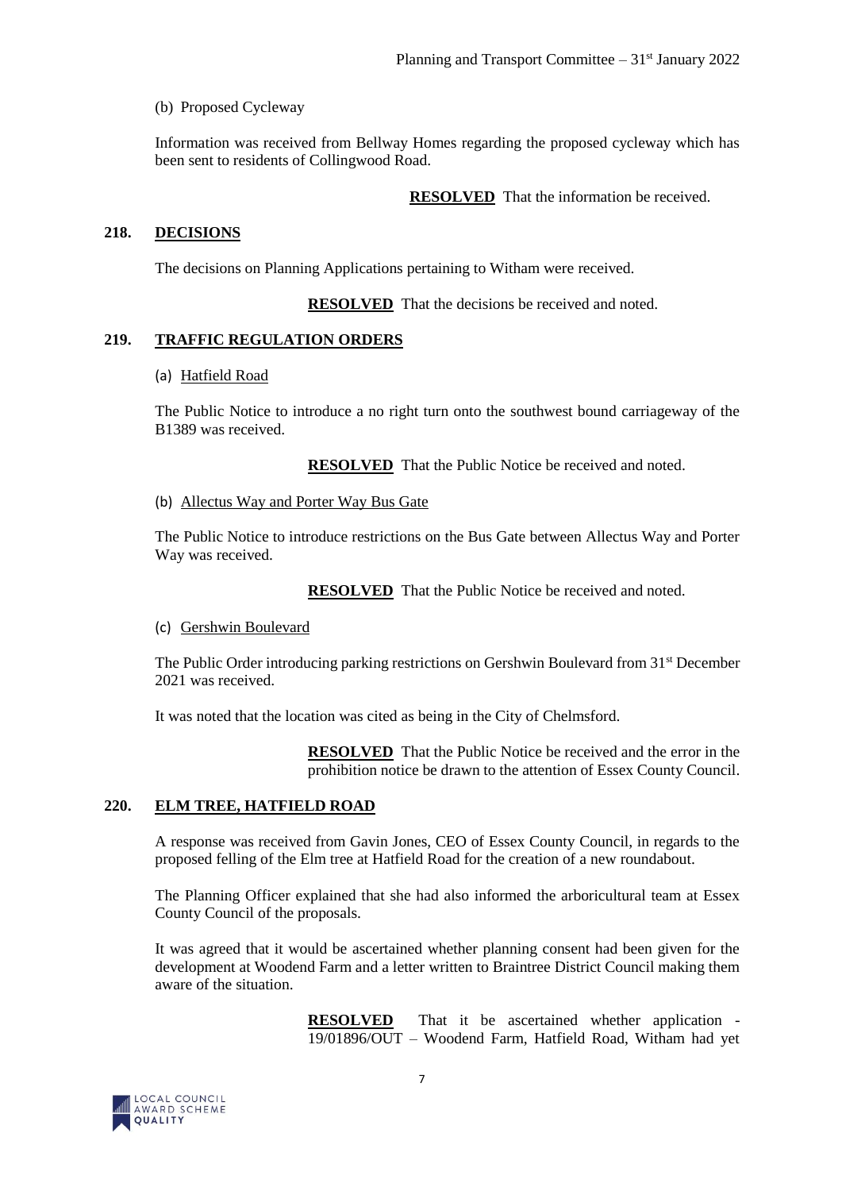(b) Proposed Cycleway

Information was received from Bellway Homes regarding the proposed cycleway which has been sent to residents of Collingwood Road.

**RESOLVED** That the information be received.

## 218. DECISIONS

The decisions on Planning Applications pertaining to Witham were received.

**RESOLVED** That the decisions be received and noted.

## 219. TRAFFIC REGULATION ORDERS

(a) Hatfield Road

The Public Notice to introduce a no right turn onto the southwest bound carriageway of the B1389 was received.

**RESOLVED** That the Public Notice be received and noted.

(b) Allectus Way and Porter Way Bus Gate

The Public Notice to introduce restrictions on the Bus Gate between Allectus Way and Porter Way was received.

**RESOLVED** That the Public Notice be received and noted.

(c) Gershwin Boulevard

The Public Order introducing parking restrictions on Gershwin Boulevard from 31st December 2021 was received.

It was noted that the location was cited as being in the City of Chelmsford.

**RESOLVED** That the Public Notice be received and the error in the prohibition notice be drawn to the attention of Essex County Council.

## 220. ELM TREE, HATFIELD ROAD

A response was received from Gavin Jones, CEO of Essex County Council, in regards to the proposed felling of the Elm tree at Hatfield Road for the creation of a new roundabout.

The Planning Officer explained that she had also informed the arboricultural team at Essex County Council of the proposals.

It was agreed that it would be ascertained whether planning consent had been given for the development at Woodend Farm and a letter written to Braintree District Council making them aware of the situation.

**RESOLVED** That it be ascertained whether application - 19/01896/OUT – Woodend Farm, Hatfield Road, Witham had yet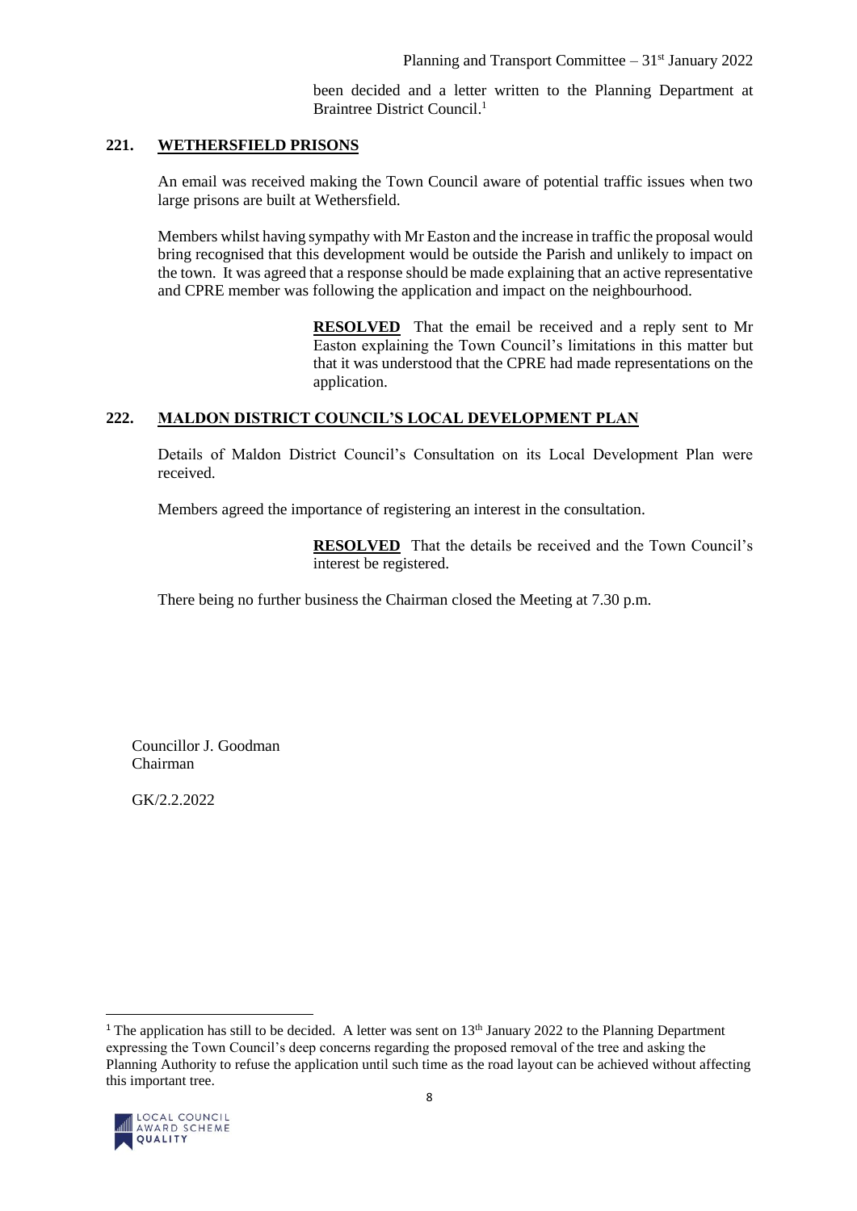been decided and a letter written to the Planning Department at Braintree District Council.[1]

## 221. WETHERSFIELD PRISONS

An email was received making the Town Council aware of potential traffic issues when two large prisons are built at Wethersfield.

Members whilst having sympathy with Mr Easton and the increase in traffic the proposal would bring recognised that this development would be outside the Parish and unlikely to impact on the town. It was agreed that a response should be made explaining that an active representative and CPRE member was following the application and impact on the neighbourhood.

**RESOLVED** That the email be received and a reply sent to Mr Easton explaining the Town Council's limitations in this matter but that it was understood that the CPRE had made representations on the application.

## 222. MALDON DISTRICT COUNCIL'S LOCAL DEVELOPMENT PLAN

Details of Maldon District Council's Consultation on its Local Development Plan were received.

Members agreed the importance of registering an interest in the consultation.

**RESOLVED** That the details be received and the Town Council's interest be registered.

There being no further business the Chairman closed the Meeting at 7.30 p.m.

Councillor J. Goodman
Chairman

GK/2.2.2022

[1] The application has still to be decided. A letter was sent on 13th January 2022 to the Planning Department expressing the Town Council's deep concerns regarding the proposed removal of the tree and asking the Planning Authority to refuse the application until such time as the road layout can be achieved without affecting this important tree.

LOCAL COUNCIL AWARD SCHEME QUALITY